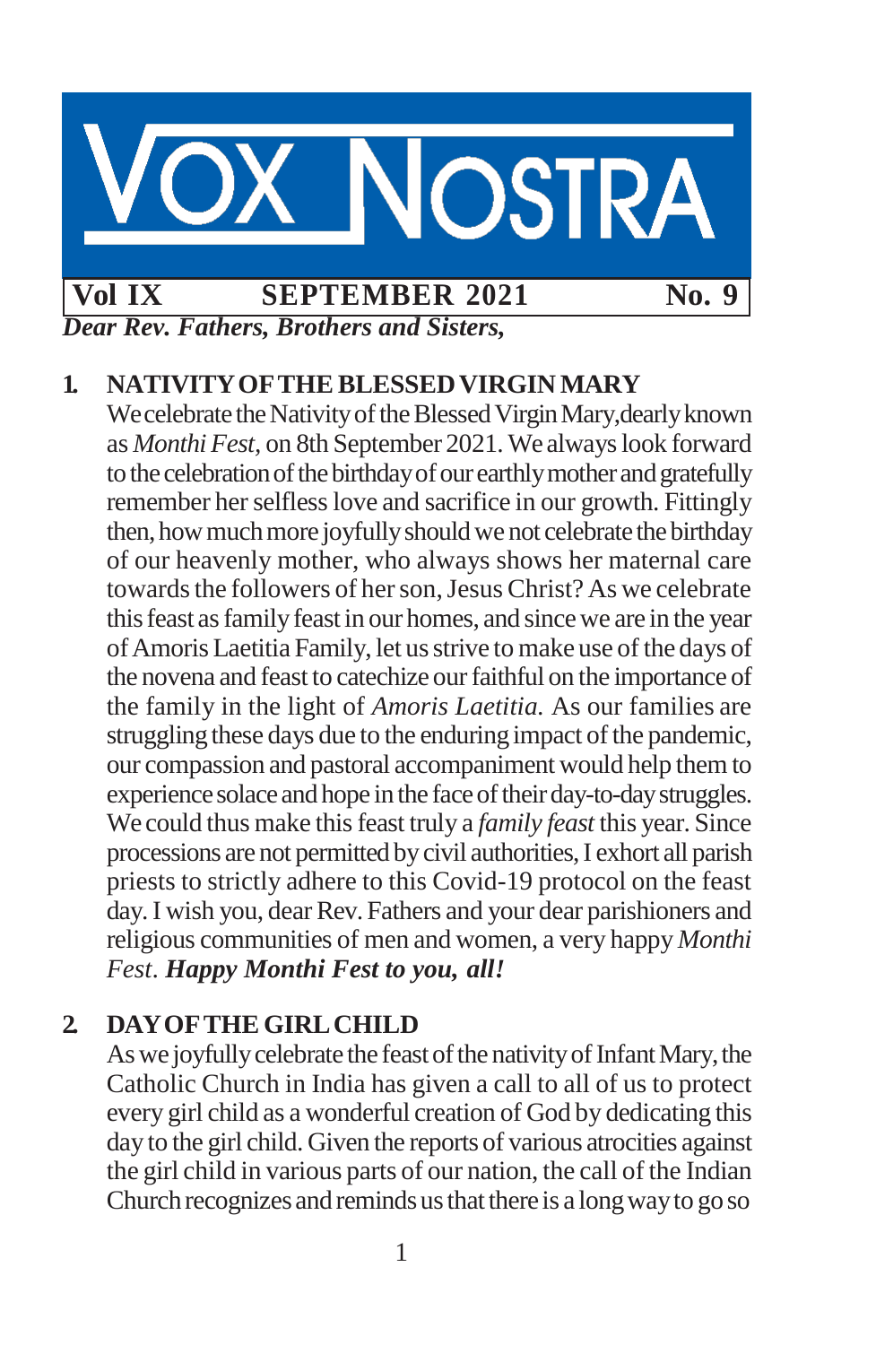# VOX NOSTRA

**Vol IX SEPTEMBER 2021 No. 9**

***Dear Rev. Fathers, Brothers and Sisters,***

## 1. NATIVITY OF THE BLESSED VIRGIN MARY

We celebrate the Nativity of the Blessed Virgin Mary,dearly known as *Monthi Fest*, on 8th September 2021. We always look forward to the celebration of the birthday of our earthly mother and gratefully remember her selfless love and sacrifice in our growth. Fittingly then, how much more joyfully should we not celebrate the birthday of our heavenly mother, who always shows her maternal care towards the followers of her son, Jesus Christ? As we celebrate this feast as family feast in our homes, and since we are in the year of Amoris Laetitia Family, let us strive to make use of the days of the novena and feast to catechize our faithful on the importance of the family in the light of *Amoris Laetitia*. As our families are struggling these days due to the enduring impact of the pandemic, our compassion and pastoral accompaniment would help them to experience solace and hope in the face of their day-to-day struggles. We could thus make this feast truly a *family feast* this year. Since processions are not permitted by civil authorities, I exhort all parish priests to strictly adhere to this Covid-19 protocol on the feast day. I wish you, dear Rev. Fathers and your dear parishioners and religious communities of men and women, a very happy *Monthi Fest*. ***Happy Monthi Fest to you, all!***

## 2. DAY OF THE GIRL CHILD

As we joyfully celebrate the feast of the nativity of Infant Mary, the Catholic Church in India has given a call to all of us to protect every girl child as a wonderful creation of God by dedicating this day to the girl child. Given the reports of various atrocities against the girl child in various parts of our nation, the call of the Indian Church recognizes and reminds us that there is a long way to go so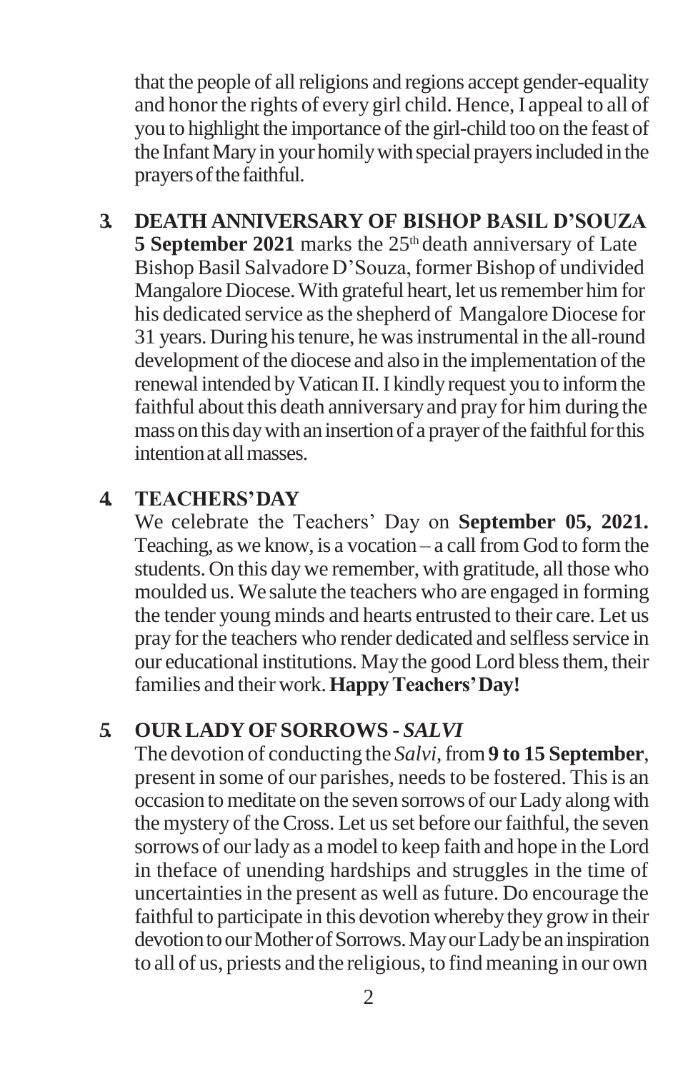that the people of all religions and regions accept gender-equality and honor the rights of every girl child. Hence, I appeal to all of you to highlight the importance of the girl-child too on the feast of the Infant Mary in your homily with special prayers included in the prayers of the faithful.

## 3. DEATH ANNIVERSARY OF BISHOP BASIL D'SOUZA

**5 September 2021** marks the 25th death anniversary of Late Bishop Basil Salvadore D'Souza, former Bishop of undivided Mangalore Diocese. With grateful heart, let us remember him for his dedicated service as the shepherd of Mangalore Diocese for 31 years. During his tenure, he was instrumental in the all-round development of the diocese and also in the implementation of the renewal intended by Vatican II. I kindly request you to inform the faithful about this death anniversary and pray for him during the mass on this day with an insertion of a prayer of the faithful for this intention at all masses.

## 4. TEACHERS' DAY

We celebrate the Teachers' Day on **September 05, 2021.** Teaching, as we know, is a vocation – a call from God to form the students. On this day we remember, with gratitude, all those who moulded us. We salute the teachers who are engaged in forming the tender young minds and hearts entrusted to their care. Let us pray for the teachers who render dedicated and selfless service in our educational institutions. May the good Lord bless them, their families and their work. **Happy Teachers' Day!**

## 5. OUR LADY OF SORROWS - *SALVI*

The devotion of conducting the *Salvi*, from **9 to 15 September**, present in some of our parishes, needs to be fostered. This is an occasion to meditate on the seven sorrows of our Lady along with the mystery of the Cross. Let us set before our faithful, the seven sorrows of our lady as a model to keep faith and hope in the Lord in theface of unending hardships and struggles in the time of uncertainties in the present as well as future. Do encourage the faithful to participate in this devotion whereby they grow in their devotion to our Mother of Sorrows. May our Lady be an inspiration to all of us, priests and the religious, to find meaning in our own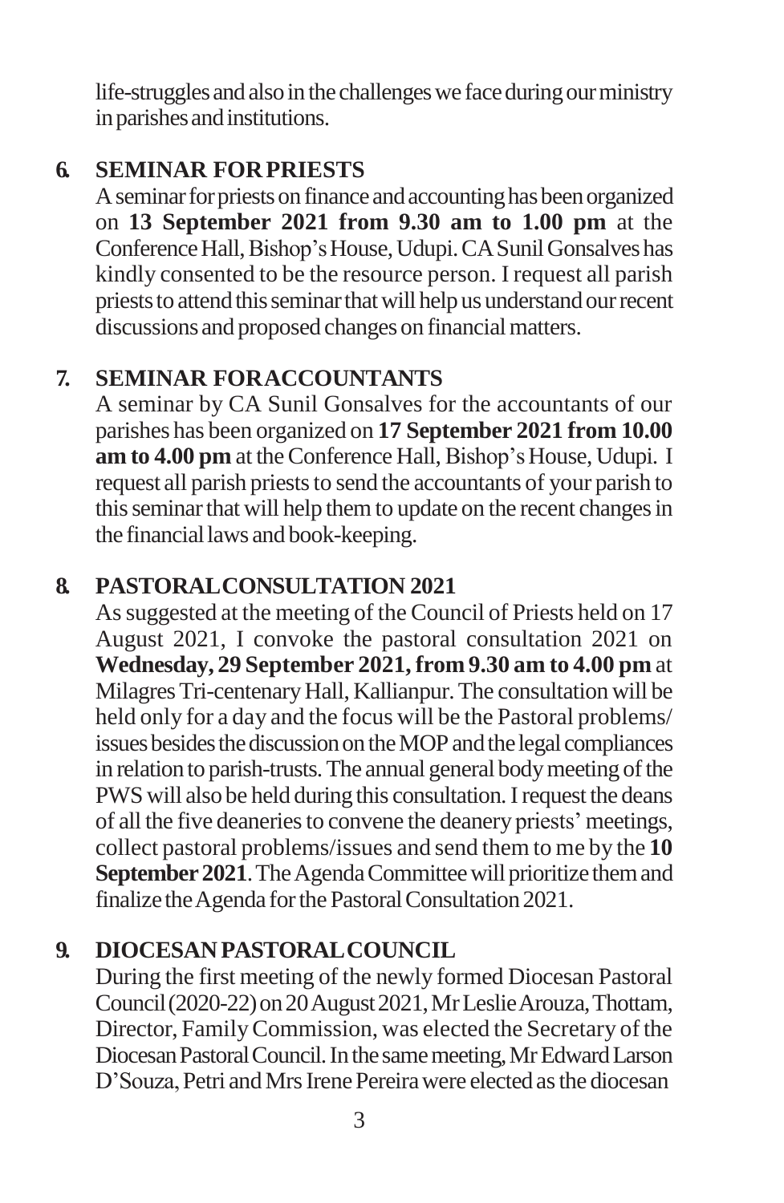life-struggles and also in the challenges we face during our ministry in parishes and institutions.

## 6. SEMINAR FOR PRIESTS

A seminar for priests on finance and accounting has been organized on **13 September 2021 from 9.30 am to 1.00 pm** at the Conference Hall, Bishop's House, Udupi. CA Sunil Gonsalves has kindly consented to be the resource person. I request all parish priests to attend this seminar that will help us understand our recent discussions and proposed changes on financial matters.

## 7. SEMINAR FOR ACCOUNTANTS

A seminar by CA Sunil Gonsalves for the accountants of our parishes has been organized on **17 September 2021 from 10.00 am to 4.00 pm** at the Conference Hall, Bishop's House, Udupi. I request all parish priests to send the accountants of your parish to this seminar that will help them to update on the recent changes in the financial laws and book-keeping.

## 8. PASTORAL CONSULTATION 2021

As suggested at the meeting of the Council of Priests held on 17 August 2021, I convoke the pastoral consultation 2021 on **Wednesday, 29 September 2021, from 9.30 am to 4.00 pm** at Milagres Tri-centenary Hall, Kallianpur. The consultation will be held only for a day and the focus will be the Pastoral problems/ issues besides the discussion on the MOP and the legal compliances in relation to parish-trusts. The annual general body meeting of the PWS will also be held during this consultation. I request the deans of all the five deaneries to convene the deanery priests' meetings, collect pastoral problems/issues and send them to me by the **10 September 2021**. The Agenda Committee will prioritize them and finalize the Agenda for the Pastoral Consultation 2021.

## 9. DIOCESAN PASTORAL COUNCIL

During the first meeting of the newly formed Diocesan Pastoral Council (2020-22) on 20 August 2021, Mr Leslie Arouza, Thottam, Director, Family Commission, was elected the Secretary of the Diocesan Pastoral Council. In the same meeting, Mr Edward Larson D'Souza, Petri and Mrs Irene Pereira were elected as the diocesan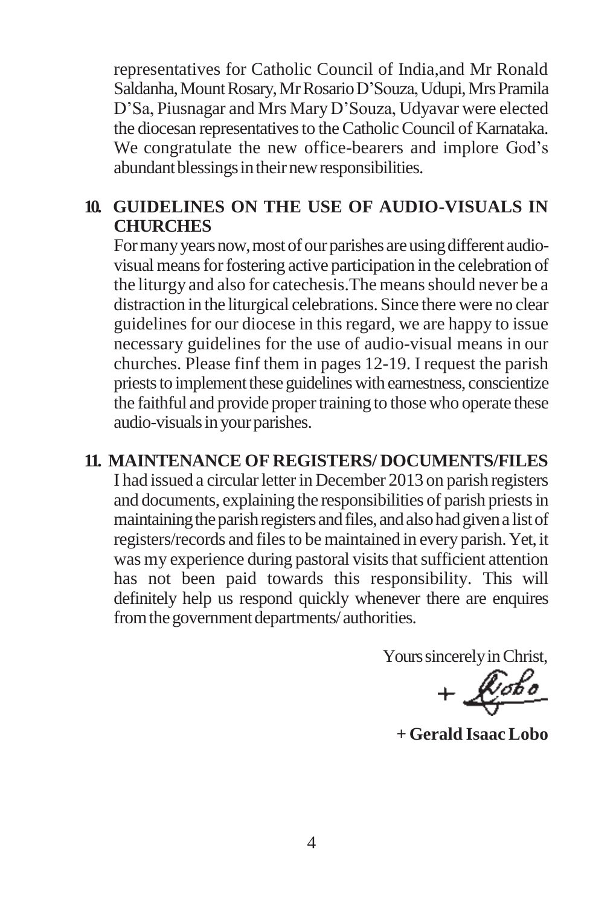representatives for Catholic Council of India,and Mr Ronald Saldanha, Mount Rosary, Mr Rosario D'Souza, Udupi, Mrs Pramila D'Sa, Piusnagar and Mrs Mary D'Souza, Udyavar were elected the diocesan representatives to the Catholic Council of Karnataka. We congratulate the new office-bearers and implore God's abundant blessings in their new responsibilities.

## 10. GUIDELINES ON THE USE OF AUDIO-VISUALS IN CHURCHES

For many years now, most of our parishes are using different audio-visual means for fostering active participation in the celebration of the liturgy and also for catechesis.The means should never be a distraction in the liturgical celebrations. Since there were no clear guidelines for our diocese in this regard, we are happy to issue necessary guidelines for the use of audio-visual means in our churches. Please finf them in pages 12-19. I request the parish priests to implement these guidelines with earnestness, conscientize the faithful and provide proper training to those who operate these audio-visuals in your parishes.

## 11. MAINTENANCE OF REGISTERS/ DOCUMENTS/FILES

I had issued a circular letter in December 2013 on parish registers and documents, explaining the responsibilities of parish priests in maintaining the parish registers and files, and also had given a list of registers/records and files to be maintained in every parish. Yet, it was my experience during pastoral visits that sufficient attention has not been paid towards this responsibility. This will definitely help us respond quickly whenever there are enquires from the government departments/ authorities.

Yours sincerely in Christ,

+ Lobo

**+ Gerald Isaac Lobo**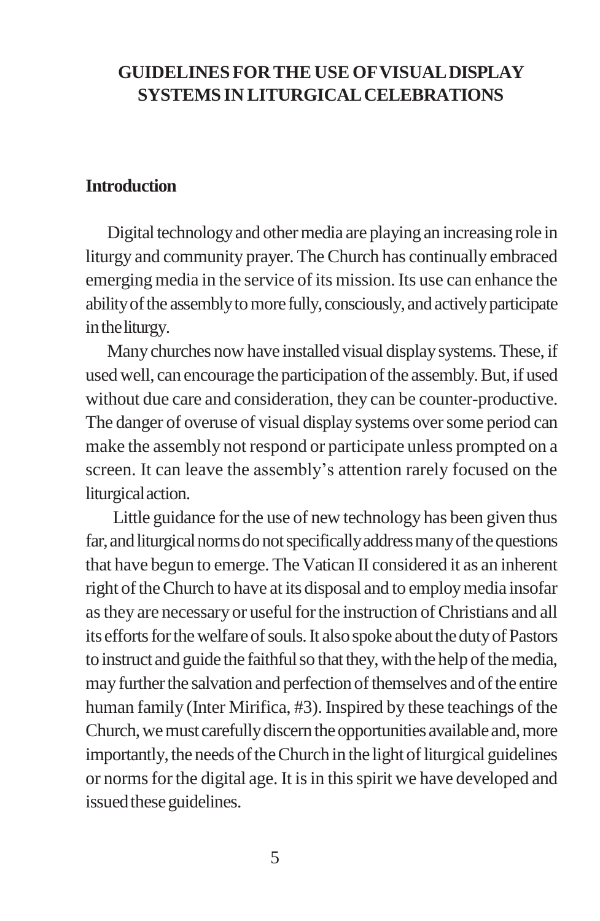# GUIDELINES FOR THE USE OF VISUAL DISPLAY SYSTEMS IN LITURGICAL CELEBRATIONS

## Introduction

Digital technology and other media are playing an increasing role in liturgy and community prayer. The Church has continually embraced emerging media in the service of its mission. Its use can enhance the ability of the assembly to more fully, consciously, and actively participate in the liturgy.

Many churches now have installed visual display systems. These, if used well, can encourage the participation of the assembly. But, if used without due care and consideration, they can be counter-productive. The danger of overuse of visual display systems over some period can make the assembly not respond or participate unless prompted on a screen. It can leave the assembly's attention rarely focused on the liturgical action.

Little guidance for the use of new technology has been given thus far, and liturgical norms do not specifically address many of the questions that have begun to emerge. The Vatican II considered it as an inherent right of the Church to have at its disposal and to employ media insofar as they are necessary or useful for the instruction of Christians and all its efforts for the welfare of souls. It also spoke about the duty of Pastors to instruct and guide the faithful so that they, with the help of the media, may further the salvation and perfection of themselves and of the entire human family (Inter Mirifica, #3). Inspired by these teachings of the Church, we must carefully discern the opportunities available and, more importantly, the needs of the Church in the light of liturgical guidelines or norms for the digital age. It is in this spirit we have developed and issued these guidelines.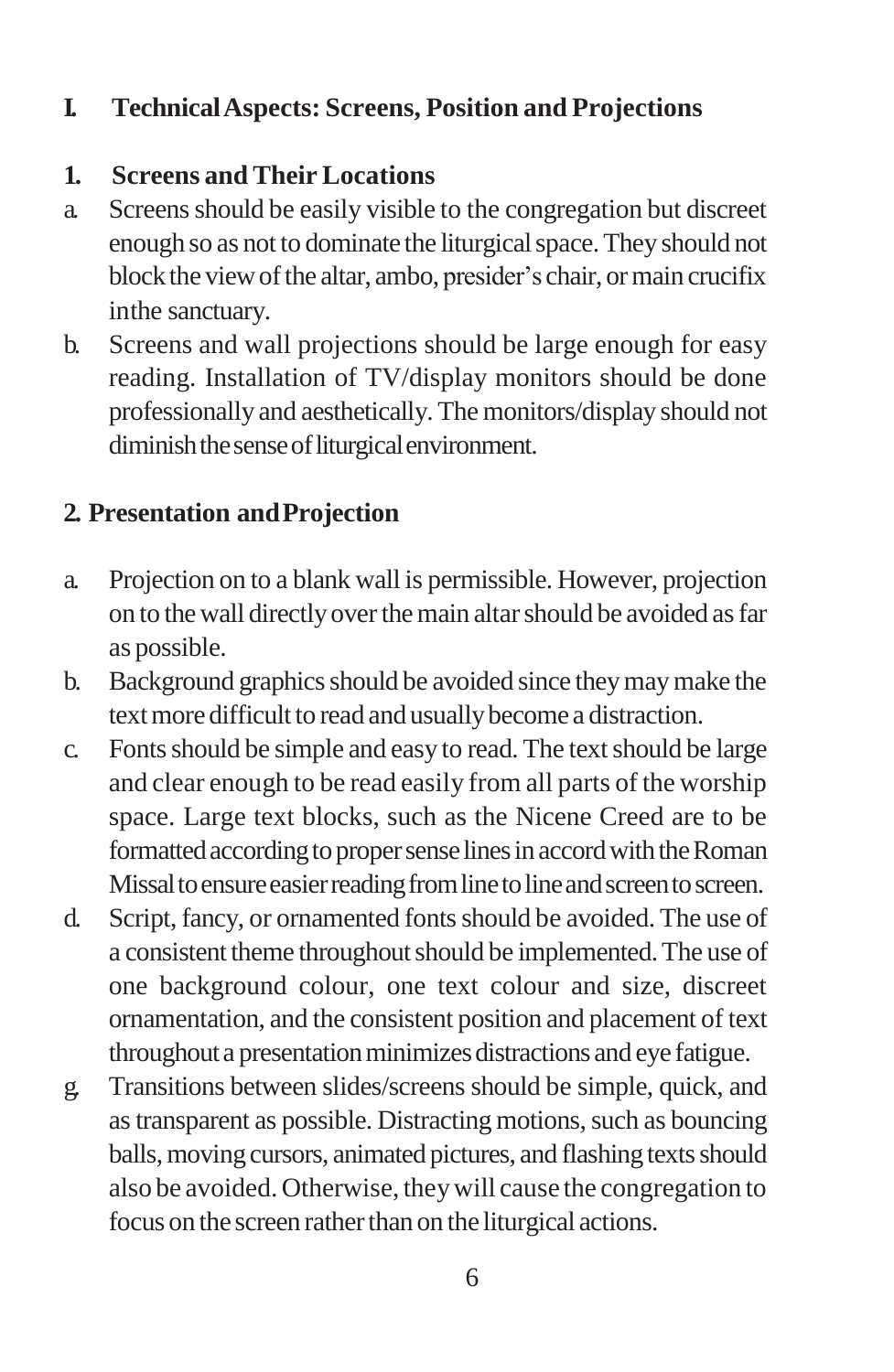# I. Technical Aspects: Screens, Position and Projections

## 1. Screens and Their Locations

a. Screens should be easily visible to the congregation but discreet enough so as not to dominate the liturgical space. They should not block the view of the altar, ambo, presider's chair, or main crucifix inthe sanctuary.

b. Screens and wall projections should be large enough for easy reading. Installation of TV/display monitors should be done professionally and aesthetically. The monitors/display should not diminish the sense of liturgical environment.

## 2. Presentation and Projection

a. Projection on to a blank wall is permissible. However, projection on to the wall directly over the main altar should be avoided as far as possible.

b. Background graphics should be avoided since they may make the text more difficult to read and usually become a distraction.

c. Fonts should be simple and easy to read. The text should be large and clear enough to be read easily from all parts of the worship space. Large text blocks, such as the Nicene Creed are to be formatted according to proper sense lines in accord with the Roman Missal to ensure easier reading from line to line and screen to screen.

d. Script, fancy, or ornamented fonts should be avoided. The use of a consistent theme throughout should be implemented. The use of one background colour, one text colour and size, discreet ornamentation, and the consistent position and placement of text throughout a presentation minimizes distractions and eye fatigue.

g. Transitions between slides/screens should be simple, quick, and as transparent as possible. Distracting motions, such as bouncing balls, moving cursors, animated pictures, and flashing texts should also be avoided. Otherwise, they will cause the congregation to focus on the screen rather than on the liturgical actions.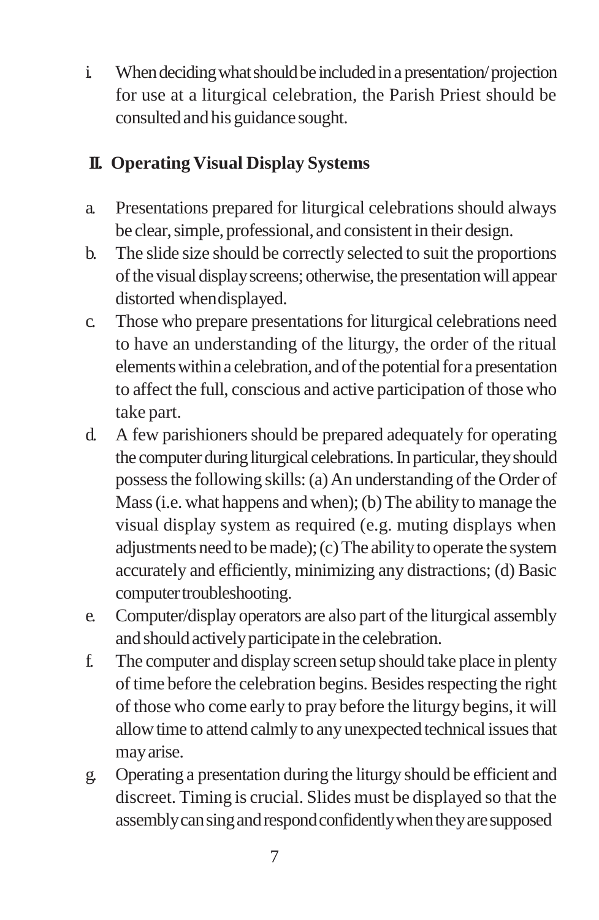i. When deciding what should be included in a presentation/projection for use at a liturgical celebration, the Parish Priest should be consulted and his guidance sought.

## II. Operating Visual Display Systems

a. Presentations prepared for liturgical celebrations should always be clear, simple, professional, and consistent in their design.

b. The slide size should be correctly selected to suit the proportions of the visual display screens; otherwise, the presentation will appear distorted when displayed.

c. Those who prepare presentations for liturgical celebrations need to have an understanding of the liturgy, the order of the ritual elements within a celebration, and of the potential for a presentation to affect the full, conscious and active participation of those who take part.

d. A few parishioners should be prepared adequately for operating the computer during liturgical celebrations. In particular, they should possess the following skills: (a) An understanding of the Order of Mass (i.e. what happens and when); (b) The ability to manage the visual display system as required (e.g. muting displays when adjustments need to be made); (c) The ability to operate the system accurately and efficiently, minimizing any distractions; (d) Basic computer troubleshooting.

e. Computer/display operators are also part of the liturgical assembly and should actively participate in the celebration.

f. The computer and display screen setup should take place in plenty of time before the celebration begins. Besides respecting the right of those who come early to pray before the liturgy begins, it will allow time to attend calmly to any unexpected technical issues that may arise.

g. Operating a presentation during the liturgy should be efficient and discreet. Timing is crucial. Slides must be displayed so that the assembly can sing and respond confidently when they are supposed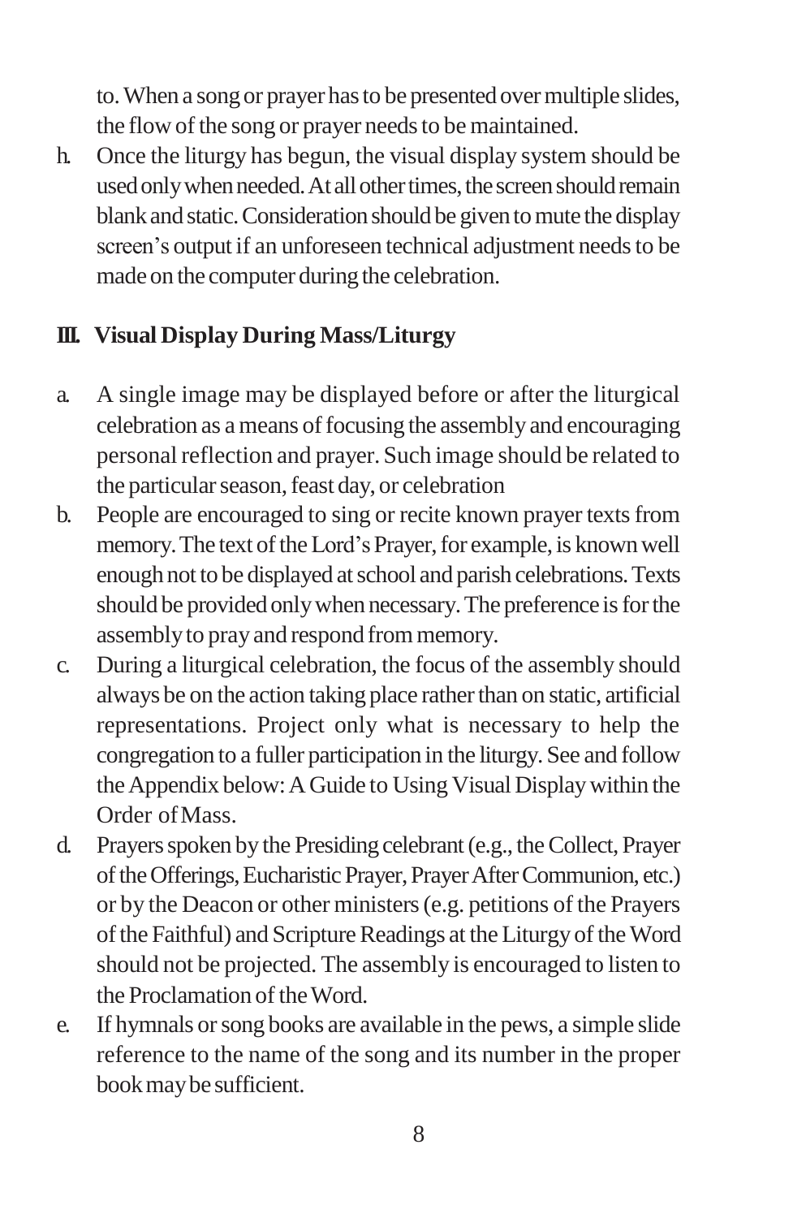to. When a song or prayer has to be presented over multiple slides, the flow of the song or prayer needs to be maintained.

h. Once the liturgy has begun, the visual display system should be used only when needed. At all other times, the screen should remain blank and static. Consideration should be given to mute the display screen's output if an unforeseen technical adjustment needs to be made on the computer during the celebration.

## III. Visual Display During Mass/Liturgy

a. A single image may be displayed before or after the liturgical celebration as a means of focusing the assembly and encouraging personal reflection and prayer. Such image should be related to the particular season, feast day, or celebration

b. People are encouraged to sing or recite known prayer texts from memory. The text of the Lord's Prayer, for example, is known well enough not to be displayed at school and parish celebrations. Texts should be provided only when necessary. The preference is for the assembly to pray and respond from memory.

c. During a liturgical celebration, the focus of the assembly should always be on the action taking place rather than on static, artificial representations. Project only what is necessary to help the congregation to a fuller participation in the liturgy. See and follow the Appendix below: A Guide to Using Visual Display within the Order of Mass.

d. Prayers spoken by the Presiding celebrant (e.g., the Collect, Prayer of the Offerings, Eucharistic Prayer, Prayer After Communion, etc.) or by the Deacon or other ministers (e.g. petitions of the Prayers of the Faithful) and Scripture Readings at the Liturgy of the Word should not be projected. The assembly is encouraged to listen to the Proclamation of the Word.

e. If hymnals or song books are available in the pews, a simple slide reference to the name of the song and its number in the proper book may be sufficient.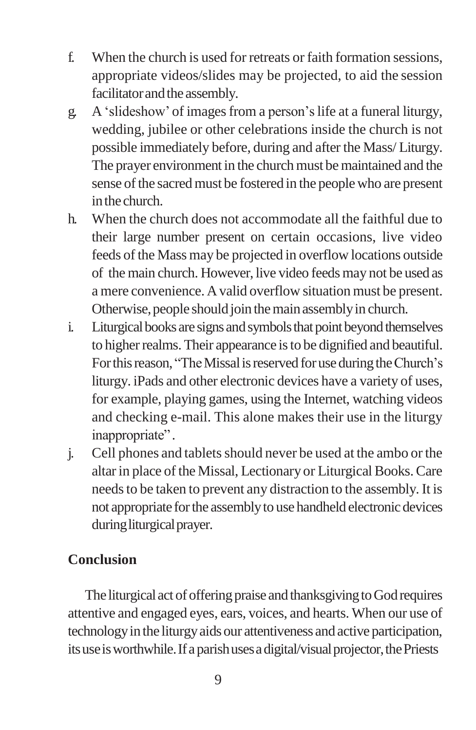f. When the church is used for retreats or faith formation sessions, appropriate videos/slides may be projected, to aid the session facilitator and the assembly.

g. A 'slideshow' of images from a person's life at a funeral liturgy, wedding, jubilee or other celebrations inside the church is not possible immediately before, during and after the Mass/ Liturgy. The prayer environment in the church must be maintained and the sense of the sacred must be fostered in the people who are present in the church.

h. When the church does not accommodate all the faithful due to their large number present on certain occasions, live video feeds of the Mass may be projected in overflow locations outside of the main church. However, live video feeds may not be used as a mere convenience. A valid overflow situation must be present. Otherwise, people should join the main assembly in church.

i. Liturgical books are signs and symbols that point beyond themselves to higher realms. Their appearance is to be dignified and beautiful. For this reason, "The Missal is reserved for use during the Church's liturgy. iPads and other electronic devices have a variety of uses, for example, playing games, using the Internet, watching videos and checking e-mail. This alone makes their use in the liturgy inappropriate".

j. Cell phones and tablets should never be used at the ambo or the altar in place of the Missal, Lectionary or Liturgical Books. Care needs to be taken to prevent any distraction to the assembly. It is not appropriate for the assembly to use handheld electronic devices during liturgical prayer.

## Conclusion

The liturgical act of offering praise and thanksgiving to God requires attentive and engaged eyes, ears, voices, and hearts. When our use of technology in the liturgy aids our attentiveness and active participation, its use is worthwhile. If a parish uses a digital/visual projector, the Priests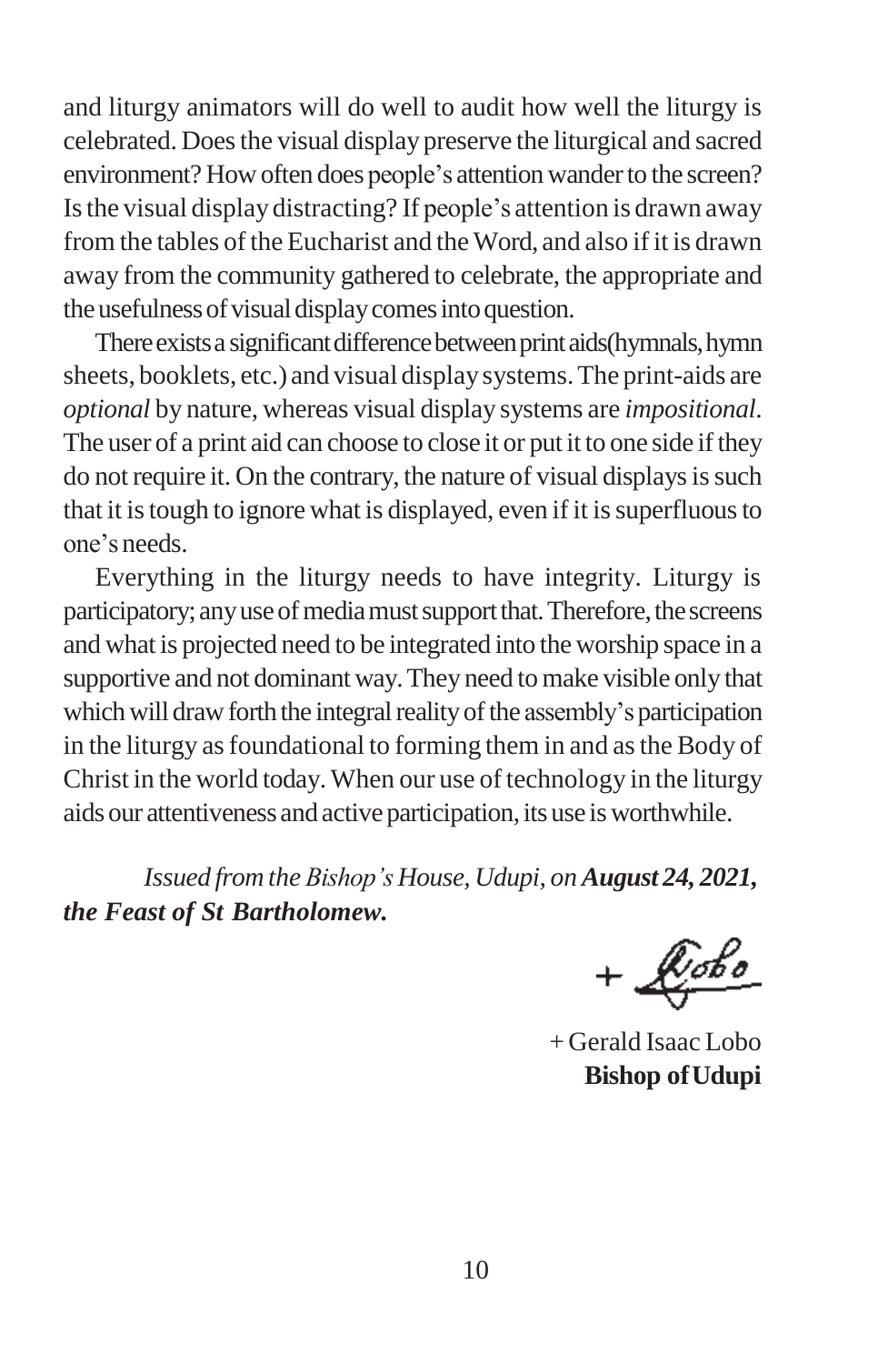and liturgy animators will do well to audit how well the liturgy is celebrated. Does the visual display preserve the liturgical and sacred environment? How often does people's attention wander to the screen? Is the visual display distracting? If people's attention is drawn away from the tables of the Eucharist and the Word, and also if it is drawn away from the community gathered to celebrate, the appropriate and the usefulness of visual display comes into question.

There exists a significant difference between print aids(hymnals, hymn sheets, booklets, etc.) and visual display systems. The print-aids are *optional* by nature, whereas visual display systems are *impositional*. The user of a print aid can choose to close it or put it to one side if they do not require it. On the contrary, the nature of visual displays is such that it is tough to ignore what is displayed, even if it is superfluous to one's needs.

Everything in the liturgy needs to have integrity. Liturgy is participatory; any use of media must support that. Therefore, the screens and what is projected need to be integrated into the worship space in a supportive and not dominant way. They need to make visible only that which will draw forth the integral reality of the assembly's participation in the liturgy as foundational to forming them in and as the Body of Christ in the world today. When our use of technology in the liturgy aids our attentiveness and active participation, its use is worthwhile.

*Issued from the Bishop's House, Udupi, on* ***August 24, 2021, the Feast of St Bartholomew.***

+ Lobo

+ Gerald Isaac Lobo
**Bishop of Udupi**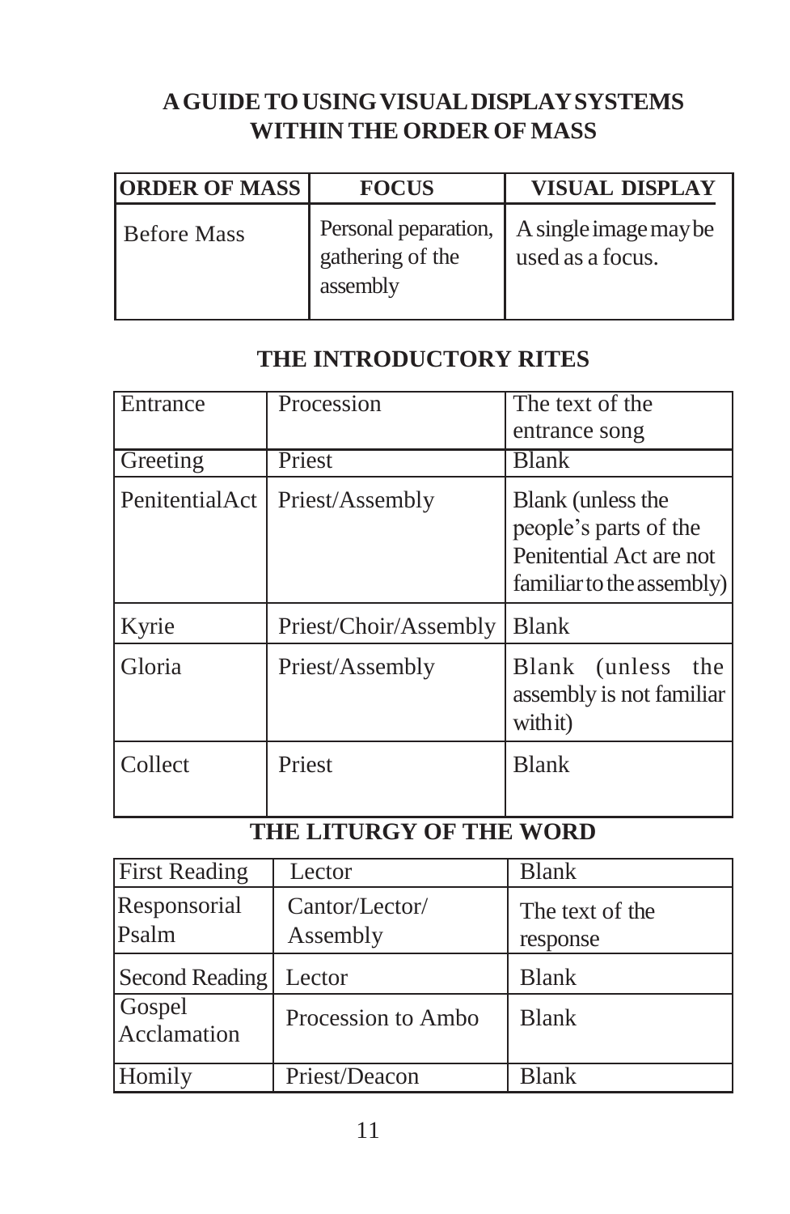## A GUIDE TO USING VISUAL DISPLAY SYSTEMS WITHIN THE ORDER OF MASS

| ORDER OF MASS | FOCUS | VISUAL DISPLAY |
|---|---|---|
| Before Mass | Personal peparation, gathering of the assembly | A single image may be used as a focus. |

### THE INTRODUCTORY RITES

| | | |
|---|---|---|
| Entrance | Procession | The text of the entrance song |
| Greeting | Priest | Blank |
| PenitentialAct | Priest/Assembly | Blank (unless the people's parts of the Penitential Act are not familiar to the assembly) |
| Kyrie | Priest/Choir/Assembly | Blank |
| Gloria | Priest/Assembly | Blank (unless the assembly is not familiar with it) |
| Collect | Priest | Blank |

### THE LITURGY OF THE WORD

| | | |
|---|---|---|
| First Reading | Lector | Blank |
| Responsorial Psalm | Cantor/Lector/ Assembly | The text of the response |
| Second Reading | Lector | Blank |
| Gospel Acclamation | Procession to Ambo | Blank |
| Homily | Priest/Deacon | Blank |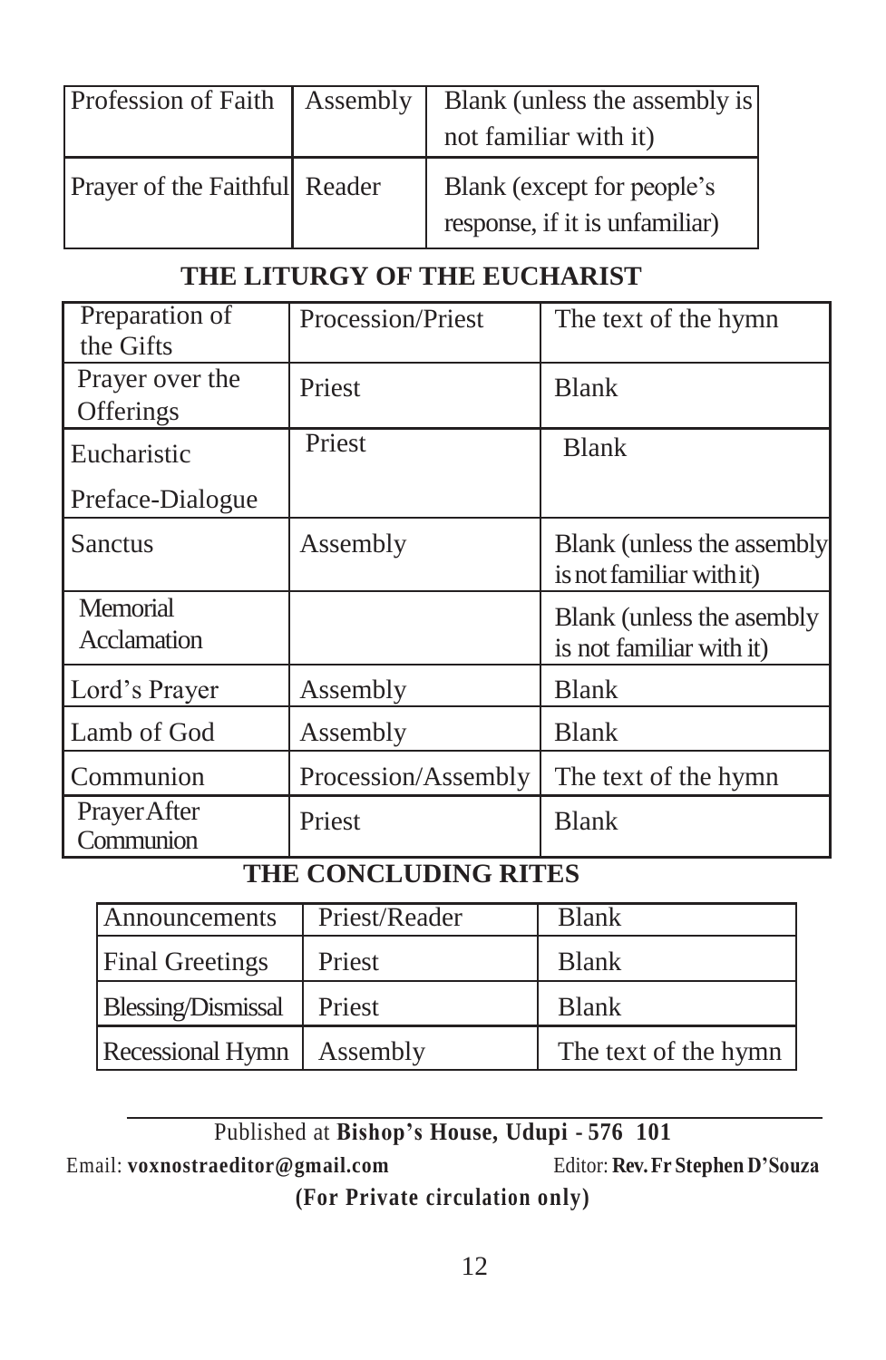| | | |
|---|---|---|
| Profession of Faith | Assembly | Blank (unless the assembly is not familiar with it) |
| Prayer of the Faithful | Reader | Blank (except for people's response, if it is unfamiliar) |

## THE LITURGY OF THE EUCHARIST

| | | |
|---|---|---|
| Preparation of the Gifts | Procession/Priest | The text of the hymn |
| Prayer over the Offerings | Priest | Blank |
| Eucharistic Preface-Dialogue | Priest | Blank |
| Sanctus | Assembly | Blank (unless the assembly is not familiar with it) |
| Memorial Acclamation | | Blank (unless the asembly is not familiar with it) |
| Lord's Prayer | Assembly | Blank |
| Lamb of God | Assembly | Blank |
| Communion | Procession/Assembly | The text of the hymn |
| Prayer After Communion | Priest | Blank |

## THE CONCLUDING RITES

| | | |
|---|---|---|
| Announcements | Priest/Reader | Blank |
| Final Greetings | Priest | Blank |
| Blessing/Dismissal | Priest | Blank |
| Recessional Hymn | Assembly | The text of the hymn |

---

Published at **Bishop's House, Udupi - 576 101**

Email: **voxnostraeditor@gmail.com** Editor: **Rev. Fr Stephen D'Souza**

**(For Private circulation only)**